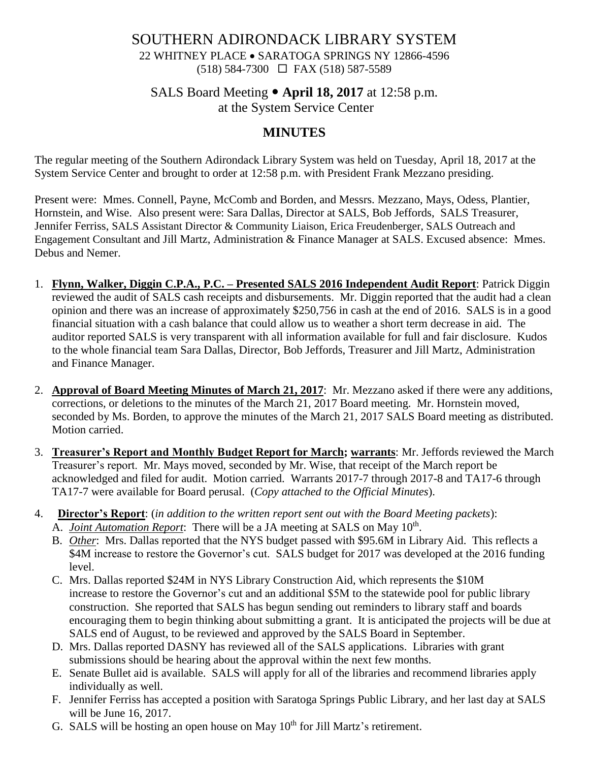# SOUTHERN ADIRONDACK LIBRARY SYSTEM

22 WHITNEY PLACE • SARATOGA SPRINGS NY 12866-4596
(518) 584-7300 ☐ FAX (518) 587-5589

## SALS Board Meeting • **April 18, 2017** at 12:58 p.m.
at the System Service Center

## MINUTES

The regular meeting of the Southern Adirondack Library System was held on Tuesday, April 18, 2017 at the System Service Center and brought to order at 12:58 p.m. with President Frank Mezzano presiding.

Present were: Mmes. Connell, Payne, McComb and Borden, and Messrs. Mezzano, Mays, Odess, Plantier, Hornstein, and Wise. Also present were: Sara Dallas, Director at SALS, Bob Jeffords, SALS Treasurer, Jennifer Ferriss, SALS Assistant Director & Community Liaison, Erica Freudenberger, SALS Outreach and Engagement Consultant and Jill Martz, Administration & Finance Manager at SALS. Excused absence: Mmes. Debus and Nemer.

1. **Flynn, Walker, Diggin C.P.A., P.C. – Presented SALS 2016 Independent Audit Report**: Patrick Diggin reviewed the audit of SALS cash receipts and disbursements. Mr. Diggin reported that the audit had a clean opinion and there was an increase of approximately $250,756 in cash at the end of 2016. SALS is in a good financial situation with a cash balance that could allow us to weather a short term decrease in aid. The auditor reported SALS is very transparent with all information available for full and fair disclosure. Kudos to the whole financial team Sara Dallas, Director, Bob Jeffords, Treasurer and Jill Martz, Administration and Finance Manager.

2. **Approval of Board Meeting Minutes of March 21, 2017**: Mr. Mezzano asked if there were any additions, corrections, or deletions to the minutes of the March 21, 2017 Board meeting. Mr. Hornstein moved, seconded by Ms. Borden, to approve the minutes of the March 21, 2017 SALS Board meeting as distributed. Motion carried.

3. **Treasurer's Report and Monthly Budget Report for March; warrants**: Mr. Jeffords reviewed the March Treasurer's report. Mr. Mays moved, seconded by Mr. Wise, that receipt of the March report be acknowledged and filed for audit. Motion carried. Warrants 2017-7 through 2017-8 and TA17-6 through TA17-7 were available for Board perusal. (*Copy attached to the Official Minutes*).

4. **Director's Report**: (*in addition to the written report sent out with the Board Meeting packets*):
   A. ***Joint Automation Report***: There will be a JA meeting at SALS on May 10th.
   B. ***Other***: Mrs. Dallas reported that the NYS budget passed with $95.6M in Library Aid. This reflects a $4M increase to restore the Governor's cut. SALS budget for 2017 was developed at the 2016 funding level.
   C. Mrs. Dallas reported $24M in NYS Library Construction Aid, which represents the $10M increase to restore the Governor's cut and an additional $5M to the statewide pool for public library construction. She reported that SALS has begun sending out reminders to library staff and boards encouraging them to begin thinking about submitting a grant. It is anticipated the projects will be due at SALS end of August, to be reviewed and approved by the SALS Board in September.
   D. Mrs. Dallas reported DASNY has reviewed all of the SALS applications. Libraries with grant submissions should be hearing about the approval within the next few months.
   E. Senate Bullet aid is available. SALS will apply for all of the libraries and recommend libraries apply individually as well.
   F. Jennifer Ferriss has accepted a position with Saratoga Springs Public Library, and her last day at SALS will be June 16, 2017.
   G. SALS will be hosting an open house on May 10th for Jill Martz's retirement.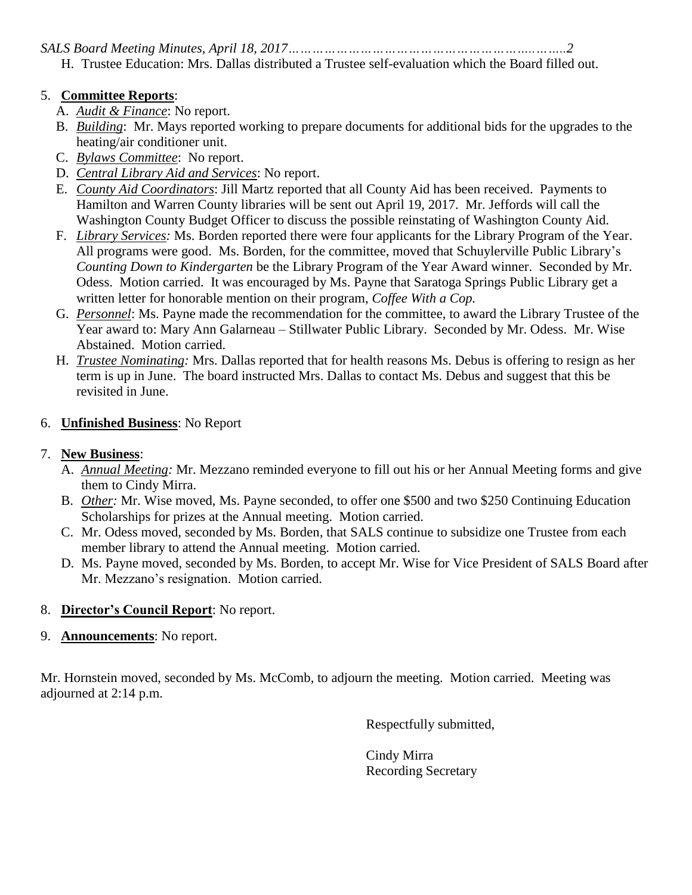H. Trustee Education: Mrs. Dallas distributed a Trustee self-evaluation which the Board filled out.

5. **Committee Reports**:
   A. *Audit & Finance*: No report.
   B. *Building*: Mr. Mays reported working to prepare documents for additional bids for the upgrades to the heating/air conditioner unit.
   C. *Bylaws Committee*: No report.
   D. *Central Library Aid and Services*: No report.
   E. *County Aid Coordinators*: Jill Martz reported that all County Aid has been received. Payments to Hamilton and Warren County libraries will be sent out April 19, 2017. Mr. Jeffords will call the Washington County Budget Officer to discuss the possible reinstating of Washington County Aid.
   F. *Library Services:* Ms. Borden reported there were four applicants for the Library Program of the Year. All programs were good. Ms. Borden, for the committee, moved that Schuylerville Public Library's *Counting Down to Kindergarten* be the Library Program of the Year Award winner. Seconded by Mr. Odess. Motion carried. It was encouraged by Ms. Payne that Saratoga Springs Public Library get a written letter for honorable mention on their program, *Coffee With a Cop.*
   G. *Personnel*: Ms. Payne made the recommendation for the committee, to award the Library Trustee of the Year award to: Mary Ann Galarneau – Stillwater Public Library. Seconded by Mr. Odess. Mr. Wise Abstained. Motion carried.
   H. *Trustee Nominating:* Mrs. Dallas reported that for health reasons Ms. Debus is offering to resign as her term is up in June. The board instructed Mrs. Dallas to contact Ms. Debus and suggest that this be revisited in June.

6. **Unfinished Business**: No Report

7. **New Business**:
   A. *Annual Meeting:* Mr. Mezzano reminded everyone to fill out his or her Annual Meeting forms and give them to Cindy Mirra.
   B. *Other:* Mr. Wise moved, Ms. Payne seconded, to offer one $500 and two $250 Continuing Education Scholarships for prizes at the Annual meeting. Motion carried.
   C. Mr. Odess moved, seconded by Ms. Borden, that SALS continue to subsidize one Trustee from each member library to attend the Annual meeting. Motion carried.
   D. Ms. Payne moved, seconded by Ms. Borden, to accept Mr. Wise for Vice President of SALS Board after Mr. Mezzano's resignation. Motion carried.

8. **Director's Council Report**: No report.

9. **Announcements**: No report.

Mr. Hornstein moved, seconded by Ms. McComb, to adjourn the meeting. Motion carried. Meeting was adjourned at 2:14 p.m.

Respectfully submitted,

Cindy Mirra
Recording Secretary